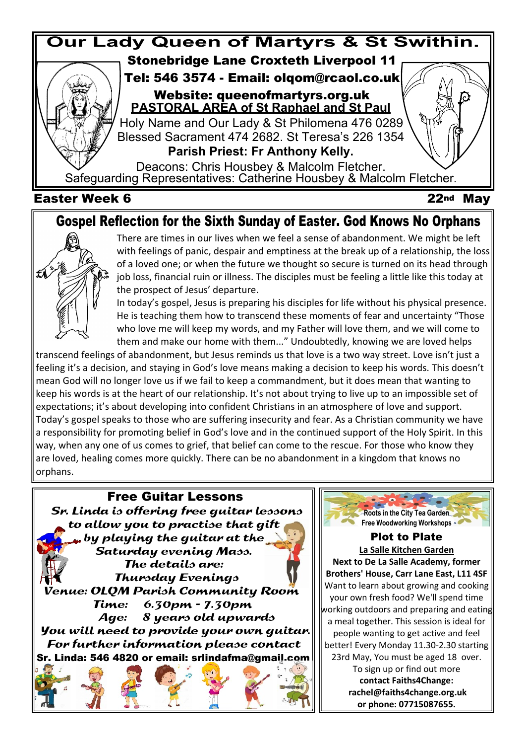# Our Lady Queen of Martyrs & St Swithin.

**Stonebridge Lane Croxteth Liverpool 11**

**Tel: 546 3574 - Email: olqom@rcaol.co.uk**

**Website: queenofmartyrs.org.uk**

**PASTORAL AREA of St Raphael and St Paul**

Holy Name and Our Lady & St Philomena 476 0289

Blessed Sacrament 474 2682. St Teresa's 226 1354

**Parish Priest: Fr Anthony Kelly.**

Deacons: Chris Housbey & Malcolm Fletcher.

Safeguarding Representatives: Catherine Housbey & Malcolm Fletcher.

**Easter Week 6** **22nd May**

## Gospel Reflection for the Sixth Sunday of Easter. God Knows No Orphans

There are times in our lives when we feel a sense of abandonment. We might be left with feelings of panic, despair and emptiness at the break up of a relationship, the loss of a loved one; or when the future we thought so secure is turned on its head through job loss, financial ruin or illness. The disciples must be feeling a little like this today at the prospect of Jesus' departure.

In today's gospel, Jesus is preparing his disciples for life without his physical presence. He is teaching them how to transcend these moments of fear and uncertainty "Those who love me will keep my words, and my Father will love them, and we will come to them and make our home with them..." Undoubtedly, knowing we are loved helps transcend feelings of abandonment, but Jesus reminds us that love is a two way street. Love isn't just a feeling it's a decision, and staying in God's love means making a decision to keep his words. This doesn't mean God will no longer love us if we fail to keep a commandment, but it does mean that wanting to keep his words is at the heart of our relationship. It's not about trying to live up to an impossible set of expectations; it's about developing into confident Christians in an atmosphere of love and support. Today's gospel speaks to those who are suffering insecurity and fear. As a Christian community we have a responsibility for promoting belief in God's love and in the continued support of the Holy Spirit. In this way, when any one of us comes to grief, that belief can come to the rescue. For those who know they are loved, healing comes more quickly. There can be no abandonment in a kingdom that knows no orphans.

## Free Guitar Lessons

*Sr. Linda is offering free guitar lessons to allow you to practise that gift by playing the guitar at the Saturday evening Mass.*

*The details are:*

*Thursday Evenings*

*Venue: OLQM Parish Community Room*

*Time: 6.30pm - 7.30pm*

*Age: 8 years old upwards*

*You will need to provide your own guitar.*

*For further information please contact*

**Sr. Linda: 546 4820 or email: srlindafma@gmail.com**

Roots in the City Tea Garden
Free Woodworking Workshops

## Plot to Plate

**La Salle Kitchen Garden**

**Next to De La Salle Academy, former Brothers' House, Carr Lane East, L11 4SF**

Want to learn about growing and cooking your own fresh food? We'll spend time working outdoors and preparing and eating a meal together. This session is ideal for people wanting to get active and feel better! Every Monday 11.30-2.30 starting 23rd May, You must be aged 18 over.

To sign up or find out more **contact Faiths4Change: rachel@faiths4change.org.uk or phone: 07715087655.**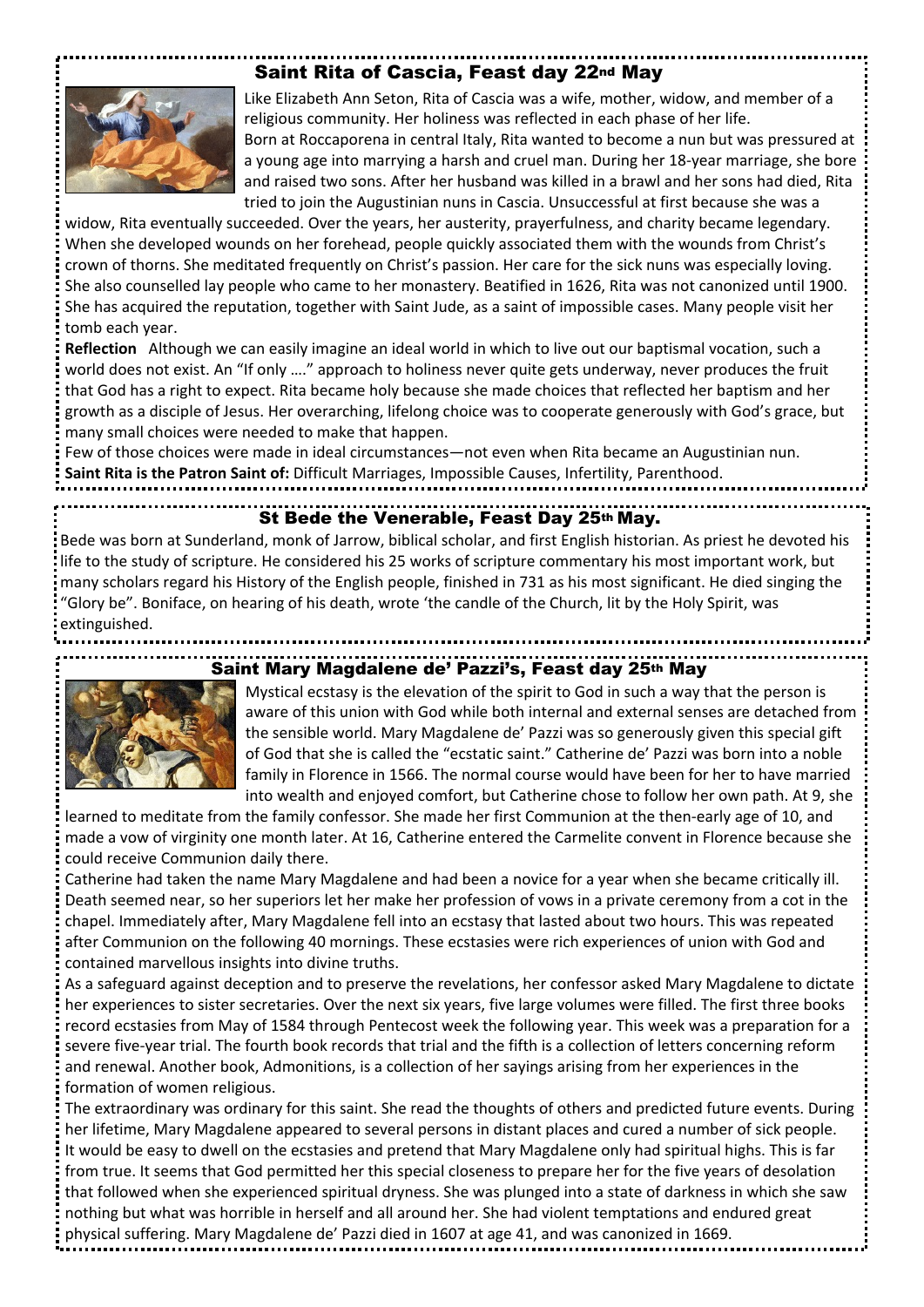## Saint Rita of Cascia, Feast day 22nd May

Like Elizabeth Ann Seton, Rita of Cascia was a wife, mother, widow, and member of a religious community. Her holiness was reflected in each phase of her life.

Born at Roccaporena in central Italy, Rita wanted to become a nun but was pressured at a young age into marrying a harsh and cruel man. During her 18-year marriage, she bore and raised two sons. After her husband was killed in a brawl and her sons had died, Rita tried to join the Augustinian nuns in Cascia. Unsuccessful at first because she was a widow, Rita eventually succeeded. Over the years, her austerity, prayerfulness, and charity became legendary. When she developed wounds on her forehead, people quickly associated them with the wounds from Christ's crown of thorns. She meditated frequently on Christ's passion. Her care for the sick nuns was especially loving. She also counselled lay people who came to her monastery. Beatified in 1626, Rita was not canonized until 1900. She has acquired the reputation, together with Saint Jude, as a saint of impossible cases. Many people visit her tomb each year.

**Reflection** Although we can easily imagine an ideal world in which to live out our baptismal vocation, such a world does not exist. An "If only …." approach to holiness never quite gets underway, never produces the fruit that God has a right to expect. Rita became holy because she made choices that reflected her baptism and her growth as a disciple of Jesus. Her overarching, lifelong choice was to cooperate generously with God's grace, but many small choices were needed to make that happen.

Few of those choices were made in ideal circumstances—not even when Rita became an Augustinian nun.

**Saint Rita is the Patron Saint of:** Difficult Marriages, Impossible Causes, Infertility, Parenthood.

## St Bede the Venerable, Feast Day 25th May.

Bede was born at Sunderland, monk of Jarrow, biblical scholar, and first English historian. As priest he devoted his life to the study of scripture. He considered his 25 works of scripture commentary his most important work, but many scholars regard his History of the English people, finished in 731 as his most significant. He died singing the "Glory be". Boniface, on hearing of his death, wrote 'the candle of the Church, lit by the Holy Spirit, was extinguished.

## Saint Mary Magdalene de' Pazzi's, Feast day 25th May

Mystical ecstasy is the elevation of the spirit to God in such a way that the person is aware of this union with God while both internal and external senses are detached from the sensible world. Mary Magdalene de' Pazzi was so generously given this special gift of God that she is called the "ecstatic saint." Catherine de' Pazzi was born into a noble family in Florence in 1566. The normal course would have been for her to have married into wealth and enjoyed comfort, but Catherine chose to follow her own path. At 9, she learned to meditate from the family confessor. She made her first Communion at the then-early age of 10, and made a vow of virginity one month later. At 16, Catherine entered the Carmelite convent in Florence because she could receive Communion daily there.

Catherine had taken the name Mary Magdalene and had been a novice for a year when she became critically ill. Death seemed near, so her superiors let her make her profession of vows in a private ceremony from a cot in the chapel. Immediately after, Mary Magdalene fell into an ecstasy that lasted about two hours. This was repeated after Communion on the following 40 mornings. These ecstasies were rich experiences of union with God and contained marvellous insights into divine truths.

As a safeguard against deception and to preserve the revelations, her confessor asked Mary Magdalene to dictate her experiences to sister secretaries. Over the next six years, five large volumes were filled. The first three books record ecstasies from May of 1584 through Pentecost week the following year. This week was a preparation for a severe five-year trial. The fourth book records that trial and the fifth is a collection of letters concerning reform and renewal. Another book, Admonitions, is a collection of her sayings arising from her experiences in the formation of women religious.

The extraordinary was ordinary for this saint. She read the thoughts of others and predicted future events. During her lifetime, Mary Magdalene appeared to several persons in distant places and cured a number of sick people. It would be easy to dwell on the ecstasies and pretend that Mary Magdalene only had spiritual highs. This is far from true. It seems that God permitted her this special closeness to prepare her for the five years of desolation that followed when she experienced spiritual dryness. She was plunged into a state of darkness in which she saw nothing but what was horrible in herself and all around her. She had violent temptations and endured great physical suffering. Mary Magdalene de' Pazzi died in 1607 at age 41, and was canonized in 1669.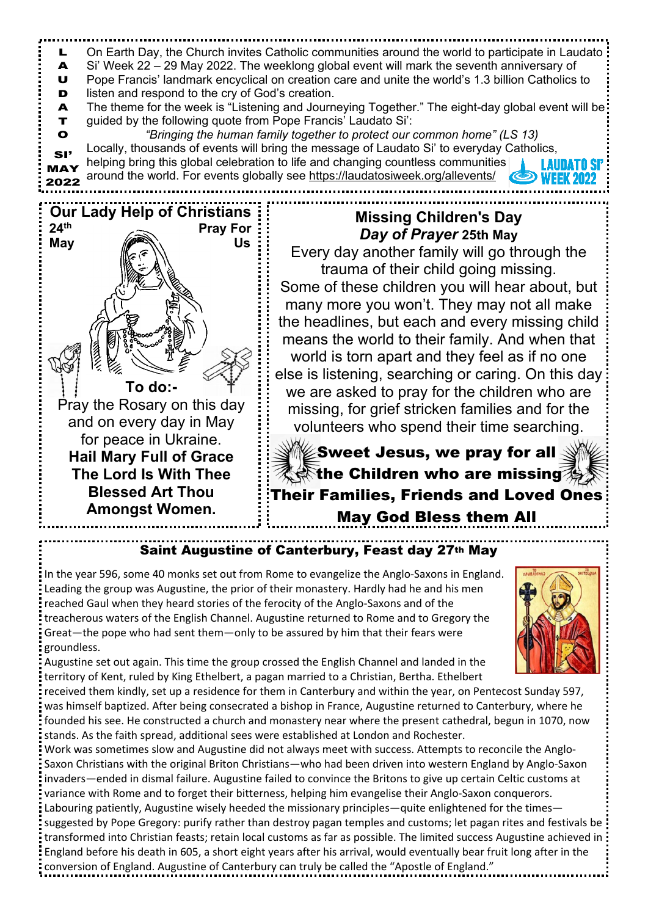**LAUDATO SI' MAY 2022**

On Earth Day, the Church invites Catholic communities around the world to participate in Laudato Si' Week 22 – 29 May 2022. The weeklong global event will mark the seventh anniversary of Pope Francis' landmark encyclical on creation care and unite the world's 1.3 billion Catholics to listen and respond to the cry of God's creation.

The theme for the week is "Listening and Journeying Together." The eight-day global event will be guided by the following quote from Pope Francis' Laudato Si':

*"Bringing the human family together to protect our common home" (LS 13)*

Locally, thousands of events will bring the message of Laudato Si' to everyday Catholics, helping bring this global celebration to life and changing countless communities around the world. For events globally see https://laudatosiweek.org/allevents/

LAUDATO SI' WEEK 2022

## Our Lady Help of Christians

**24th May** **Pray For Us**

**To do:-**

Pray the Rosary on this day and on every day in May for peace in Ukraine.

**Hail Mary Full of Grace**
**The Lord Is With Thee**
**Blessed Art Thou**
**Amongst Women.**

## Missing Children's Day
## *Day of Prayer* 25th May

Every day another family will go through the trauma of their child going missing. Some of these children you will hear about, but many more you won't. They may not all make the headlines, but each and every missing child means the world to their family. And when that world is torn apart and they feel as if no one else is listening, searching or caring. On this day we are asked to pray for the children who are missing, for grief stricken families and for the volunteers who spend their time searching.

**Sweet Jesus, we pray for all the Children who are missing Their Families, Friends and Loved Ones May God Bless them All**

## Saint Augustine of Canterbury, Feast day 27th May

In the year 596, some 40 monks set out from Rome to evangelize the Anglo-Saxons in England. Leading the group was Augustine, the prior of their monastery. Hardly had he and his men reached Gaul when they heard stories of the ferocity of the Anglo-Saxons and of the treacherous waters of the English Channel. Augustine returned to Rome and to Gregory the Great—the pope who had sent them—only to be assured by him that their fears were groundless.

Augustine set out again. This time the group crossed the English Channel and landed in the territory of Kent, ruled by King Ethelbert, a pagan married to a Christian, Bertha. Ethelbert received them kindly, set up a residence for them in Canterbury and within the year, on Pentecost Sunday 597, was himself baptized. After being consecrated a bishop in France, Augustine returned to Canterbury, where he founded his see. He constructed a church and monastery near where the present cathedral, begun in 1070, now stands. As the faith spread, additional sees were established at London and Rochester.

Work was sometimes slow and Augustine did not always meet with success. Attempts to reconcile the Anglo-Saxon Christians with the original Briton Christians—who had been driven into western England by Anglo-Saxon invaders—ended in dismal failure. Augustine failed to convince the Britons to give up certain Celtic customs at variance with Rome and to forget their bitterness, helping him evangelise their Anglo-Saxon conquerors.

Labouring patiently, Augustine wisely heeded the missionary principles—quite enlightened for the times—suggested by Pope Gregory: purify rather than destroy pagan temples and customs; let pagan rites and festivals be transformed into Christian feasts; retain local customs as far as possible. The limited success Augustine achieved in England before his death in 605, a short eight years after his arrival, would eventually bear fruit long after in the conversion of England. Augustine of Canterbury can truly be called the "Apostle of England."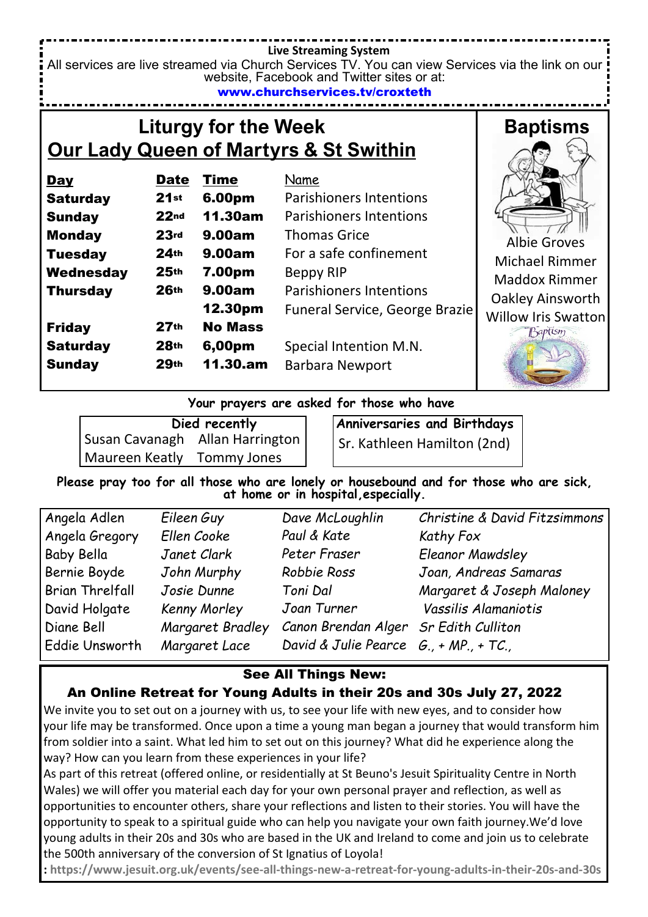**Live Streaming System**

All services are live streamed via Church Services TV. You can view Services via the link on our website, Facebook and Twitter sites or at:

**www.churchservices.tv/croxteth**

## Liturgy for the Week

## Our Lady Queen of Martyrs & St Swithin

| Day | Date | Time | Name |
|---|---|---|---|
| **Saturday** | **21st** | **6.00pm** | Parishioners Intentions |
| **Sunday** | **22nd** | **11.30am** | Parishioners Intentions |
| **Monday** | **23rd** | **9.00am** | Thomas Grice |
| **Tuesday** | **24th** | **9.00am** | For a safe confinement |
| **Wednesday** | **25th** | **7.00pm** | Beppy RIP |
| **Thursday** | **26th** | **9.00am** | Parishioners Intentions |
| | | **12.30pm** | Funeral Service, George Brazie |
| **Friday** | **27th** | **No Mass** | |
| **Saturday** | **28th** | **6,00pm** | Special Intention M.N. |
| **Sunday** | **29th** | **11.30.am** | Barbara Newport |

## Baptisms

Albie Groves
Michael Rimmer
Maddox Rimmer
Oakley Ainsworth
Willow Iris Swatton

**Your prayers are asked for those who have**

| Died recently | |
|---|---|
| Susan Cavanagh | Allan Harrington |
| Maureen Keatly | Tommy Jones |

| Anniversaries and Birthdays |
|---|
| Sr. Kathleen Hamilton (2nd) |

**Please pray too for all those who are lonely or housebound and for those who are sick, at home or in hospital, especially.**

| | | | |
|---|---|---|---|
| Angela Adlen | *Eileen Guy* | *Dave McLoughlin* | *Christine & David Fitzsimmons* |
| Angela Gregory | *Ellen Cooke* | *Paul & Kate* | *Kathy Fox* |
| Baby Bella | *Janet Clark* | *Peter Fraser* | *Eleanor Mawdsley* |
| Bernie Boyde | *John Murphy* | *Robbie Ross* | *Joan, Andreas Samaras* |
| Brian Threlfall | *Josie Dunne* | *Toni Dal* | *Margaret & Joseph Maloney* |
| David Holgate | *Kenny Morley* | *Joan Turner* | *Vassilis Alamaniotis* |
| Diane Bell | *Margaret Bradley* | *Canon Brendan Alger* | *Sr Edith Culliton* |
| Eddie Unsworth | *Margaret Lace* | *David & Julie Pearce* | *G., + MP., + TC.,* |

### See All Things New:

### An Online Retreat for Young Adults in their 20s and 30s July 27, 2022

We invite you to set out on a journey with us, to see your life with new eyes, and to consider how your life may be transformed. Once upon a time a young man began a journey that would transform him from soldier into a saint. What led him to set out on this journey? What did he experience along the way? How can you learn from these experiences in your life?

As part of this retreat (offered online, or residentially at St Beuno's Jesuit Spirituality Centre in North Wales) we will offer you material each day for your own personal prayer and reflection, as well as opportunities to encounter others, share your reflections and listen to their stories. You will have the opportunity to speak to a spiritual guide who can help you navigate your own faith journey.We'd love young adults in their 20s and 30s who are based in the UK and Ireland to come and join us to celebrate the 500th anniversary of the conversion of St Ignatius of Loyola!

: **https://www.jesuit.org.uk/events/see-all-things-new-a-retreat-for-young-adults-in-their-20s-and-30s**